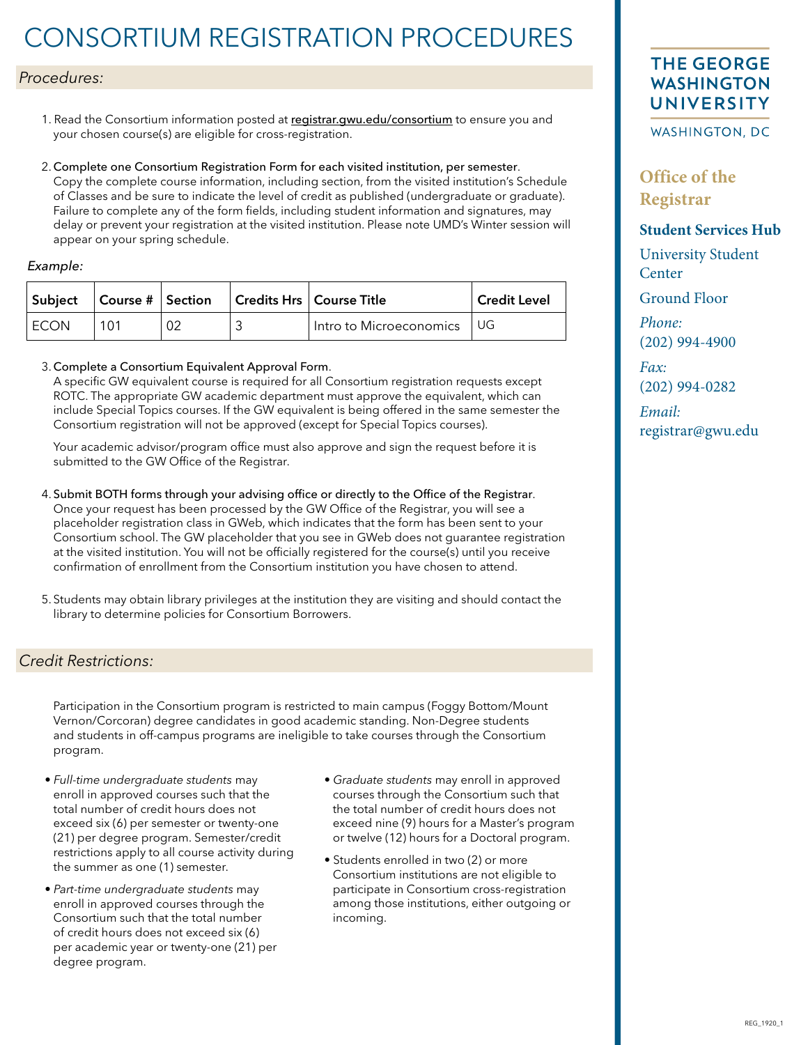# CONSORTIUM REGISTRATION PROCEDURES

## *Procedures:*

1. Read the Consortium information posted at registrar.gwu.edu/consortium to ensure you and your chosen course(s) are eligible for cross-registration.

2. **Complete one Consortium Registration Form for each visited institution, per semester**. Copy the complete course information, including section, from the visited institution's Schedule of Classes and be sure to indicate the level of credit as published (undergraduate or graduate). Failure to complete any of the form fields, including student information and signatures, may delay or prevent your registration at the visited institution. Please note UMD's Winter session will appear on your spring schedule.

*Example:*

| Subject | Course # | Section | Credits Hrs | Course Title | Credit Level |
|---|---|---|---|---|---|
| ECON | 101 | 02 | 3 | Intro to Microeconomics | UG |

3. **Complete a Consortium Equivalent Approval Form**. A specific GW equivalent course is required for all Consortium registration requests except ROTC. The appropriate GW academic department must approve the equivalent, which can include Special Topics courses. If the GW equivalent is being offered in the same semester the Consortium registration will not be approved (except for Special Topics courses).

   Your academic advisor/program office must also approve and sign the request before it is submitted to the GW Office of the Registrar.

4. **Submit BOTH forms through your advising office or directly to the Office of the Registrar**. Once your request has been processed by the GW Office of the Registrar, you will see a placeholder registration class in GWeb, which indicates that the form has been sent to your Consortium school. The GW placeholder that you see in GWeb does not guarantee registration at the visited institution. You will not be officially registered for the course(s) until you receive confirmation of enrollment from the Consortium institution you have chosen to attend.

5. Students may obtain library privileges at the institution they are visiting and should contact the library to determine policies for Consortium Borrowers.

## *Credit Restrictions:*

Participation in the Consortium program is restricted to main campus (Foggy Bottom/Mount Vernon/Corcoran) degree candidates in good academic standing. Non-Degree students and students in off-campus programs are ineligible to take courses through the Consortium program.

- *Full-time undergraduate students* may enroll in approved courses such that the total number of credit hours does not exceed six (6) per semester or twenty-one (21) per degree program. Semester/credit restrictions apply to all course activity during the summer as one (1) semester.
- *Part-time undergraduate students* may enroll in approved courses through the Consortium such that the total number of credit hours does not exceed six (6) per academic year or twenty-one (21) per degree program.
- *Graduate students* may enroll in approved courses through the Consortium such that the total number of credit hours does not exceed nine (9) hours for a Master's program or twelve (12) hours for a Doctoral program.
- Students enrolled in two (2) or more Consortium institutions are not eligible to participate in Consortium cross-registration among those institutions, either outgoing or incoming.

**THE GEORGE WASHINGTON UNIVERSITY**

WASHINGTON, DC

**Office of the Registrar**

**Student Services Hub**

University Student Center

Ground Floor

*Phone:*
(202) 994-4900

*Fax:*
(202) 994-0282

*Email:*
registrar@gwu.edu

REG_1920_1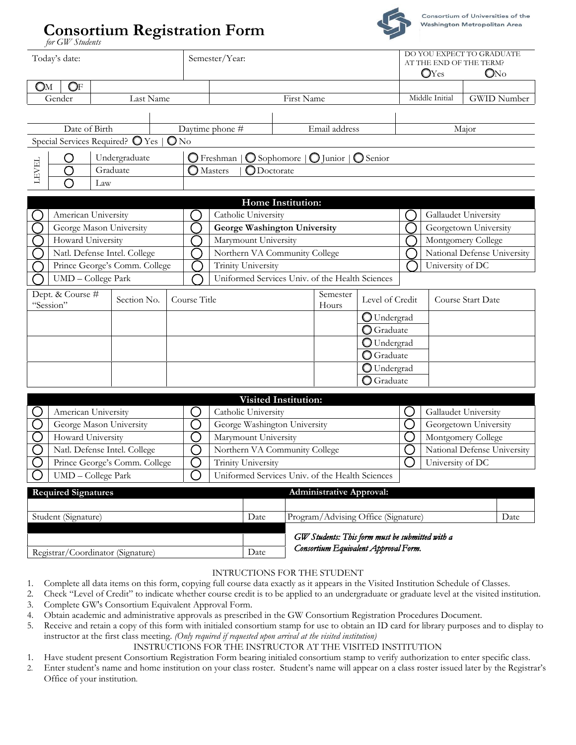# Consortium Registration Form

*for GW Students*

Consortium of Universities of the Washington Metropolitan Area

| Today's date: | Semester/Year: | DO YOU EXPECT TO GRADUATE AT THE END OF THE TERM? ○Yes ○No |
|---|---|---|

| ○M ○F | | | | |
|---|---|---|---|---|
| Gender | Last Name | First Name | Middle Initial | GWID Number |

| | | | |
|---|---|---|---|
| Date of Birth | Daytime phone # | Email address | Major |

Special Services Required? ○ Yes | ○ No

| LEVEL | | |
|---|---|---|
| ○ | Undergraduate | ○ Freshman \| ○ Sophomore \| ○ Junior \| ○ Senior |
| ○ | Graduate | ○ Masters \| ○ Doctorate |
| ○ | Law | |

**Home Institution:**

| | | | | | |
|---|---|---|---|---|---|
| ○ | American University | ○ | Catholic University | ○ | Gallaudet University |
| ○ | George Mason University | ○ | **George Washington University** | ○ | Georgetown University |
| ○ | Howard University | ○ | Marymount University | ○ | Montgomery College |
| ○ | Natl. Defense Intel. College | ○ | Northern VA Community College | ○ | National Defense University |
| ○ | Prince George's Comm. College | ○ | Trinity University | ○ | University of DC |
| ○ | UMD – College Park | ○ | Uniformed Services Univ. of the Health Sciences | | |

| Dept. & Course # "Session" | Section No. | Course Title | Semester Hours | Level of Credit | Course Start Date |
|---|---|---|---|---|---|
| | | | | ○ Undergrad ○ Graduate | |
| | | | | ○ Undergrad ○ Graduate | |
| | | | | ○ Undergrad ○ Graduate | |

**Visited Institution:**

| | | | | | |
|---|---|---|---|---|---|
| ○ | American University | ○ | Catholic University | ○ | Gallaudet University |
| ○ | George Mason University | ○ | George Washington University | ○ | Georgetown University |
| ○ | Howard University | ○ | Marymount University | ○ | Montgomery College |
| ○ | Natl. Defense Intel. College | ○ | Northern VA Community College | ○ | National Defense University |
| ○ | Prince George's Comm. College | ○ | Trinity University | ○ | University of DC |
| ○ | UMD – College Park | ○ | Uniformed Services Univ. of the Health Sciences | | |

| **Required Signatures** | | **Administrative Approval:** | |
|---|---|---|---|
| Student (Signature) | Date | Program/Advising Office (Signature) | Date |
| Registrar/Coordinator (Signature) | Date | ***GW Students: This form must be submitted with a Consortium Equivalent Approval Form.*** | |

INTRUCTIONS FOR THE STUDENT

1. Complete all data items on this form, copying full course data exactly as it appears in the Visited Institution Schedule of Classes.
2. Check "Level of Credit" to indicate whether course credit is to be applied to an undergraduate or graduate level at the visited institution.
3. Complete GW's Consortium Equivalent Approval Form.
4. Obtain academic and administrative approvals as prescribed in the GW Consortium Registration Procedures Document.
5. Receive and retain a copy of this form with initialed consortium stamp for use to obtain an ID card for library purposes and to display to instructor at the first class meeting. *(Only required if requested upon arrival at the visited institution)*

INSTRUCTIONS FOR THE INSTRUCTOR AT THE VISITED INSTITUTION

1. Have student present Consortium Registration Form bearing initialed consortium stamp to verify authorization to enter specific class.
2. Enter student's name and home institution on your class roster. Student's name will appear on a class roster issued later by the Registrar's Office of your institution.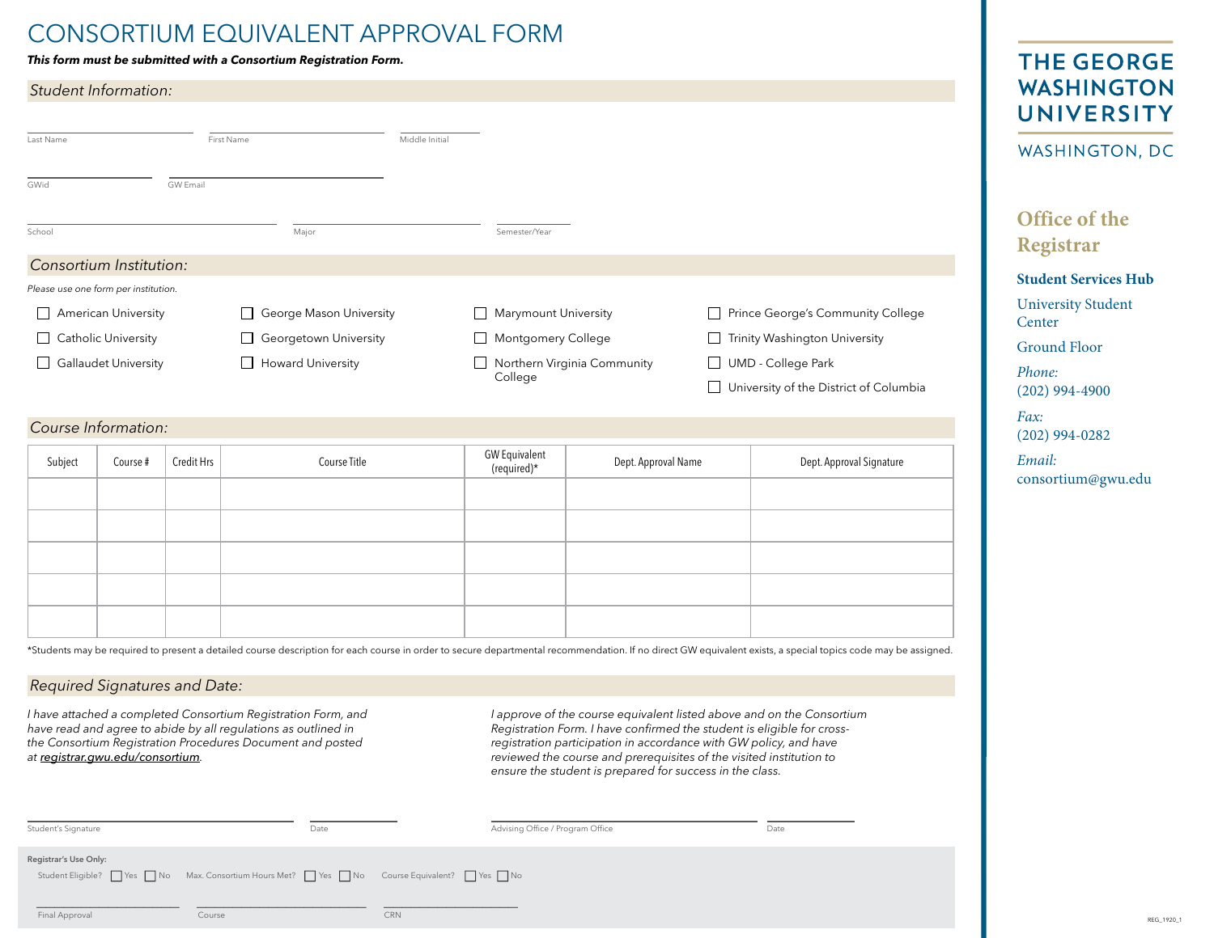# CONSORTIUM EQUIVALENT APPROVAL FORM

***This form must be submitted with a Consortium Registration Form.***

## *Student Information:*

Last Name ______________ First Name ______________ Middle Initial ______

GWid ______________ GW Email ______________

School ______________ Major ______________ Semester/Year ______

## *Consortium Institution:*

*Please use one form per institution.*

- ☐ American University
- ☐ Catholic University
- ☐ Gallaudet University
- ☐ George Mason University
- ☐ Georgetown University
- ☐ Howard University
- ☐ Marymount University
- ☐ Montgomery College
- ☐ Northern Virginia Community College
- ☐ Prince George's Community College
- ☐ Trinity Washington University
- ☐ UMD - College Park
- ☐ University of the District of Columbia

## *Course Information:*

| Subject | Course # | Credit Hrs | Course Title | GW Equivalent (required)* | Dept. Approval Name | Dept. Approval Signature |
|---|---|---|---|---|---|---|
| | | | | | | |
| | | | | | | |
| | | | | | | |
| | | | | | | |
| | | | | | | |

*Students may be required to present a detailed course description for each course in order to secure departmental recommendation. If no direct GW equivalent exists, a special topics code may be assigned.

## *Required Signatures and Date:*

*I have attached a completed Consortium Registration Form, and have read and agree to abide by all regulations as outlined in the Consortium Registration Procedures Document and posted at registrar.gwu.edu/consortium.*

*I approve of the course equivalent listed above and on the Consortium Registration Form. I have confirmed the student is eligible for cross-registration participation in accordance with GW policy, and have reviewed the course and prerequisites of the visited institution to ensure the student is prepared for success in the class.*

Student's Signature ______________ Date ______

Advising Office / Program Office ______________ Date ______

**Registrar's Use Only:**

Student Eligible? ☐ Yes ☐ No Max. Consortium Hours Met? ☐ Yes ☐ No Course Equivalent? ☐ Yes ☐ No

Final Approval ______________ Course ______________ CRN ______________

THE GEORGE WASHINGTON UNIVERSITY

WASHINGTON, DC

**Office of the Registrar**

**Student Services Hub**

University Student Center

Ground Floor

*Phone:* (202) 994-4900

*Fax:* (202) 994-0282

*Email:* consortium@gwu.edu

REG_1920_1